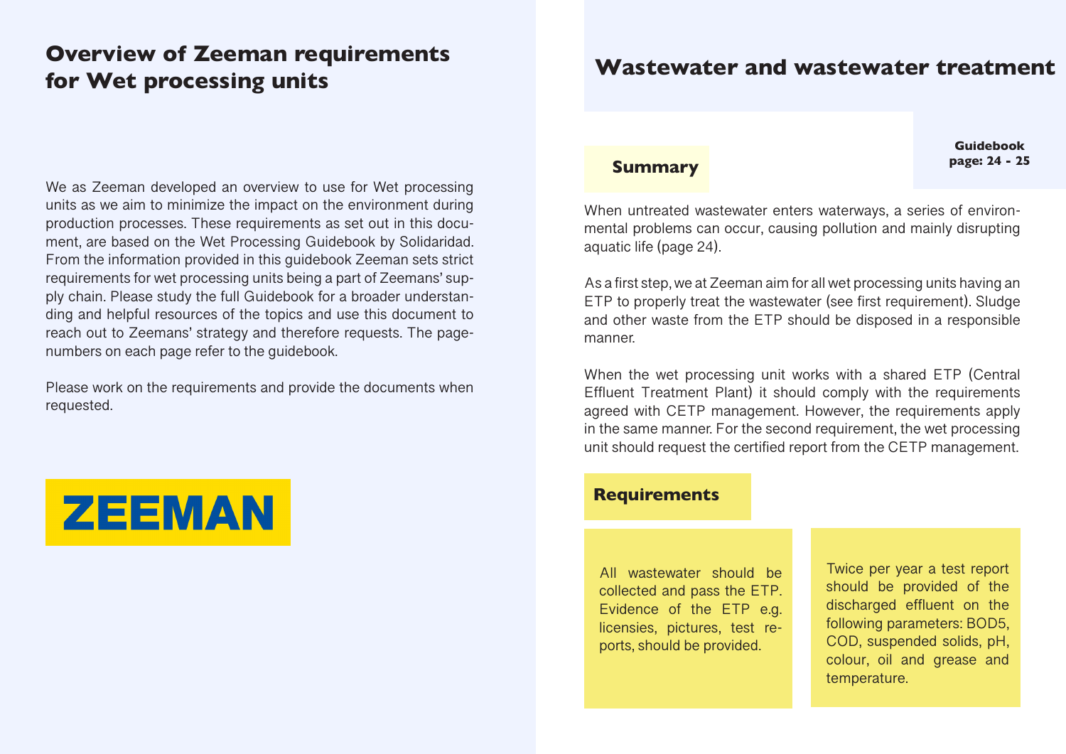# Overview of Zeeman requirements for Wet processing units

We as Zeeman developed an overview to use for Wet processing units as we aim to minimize the impact on the environment during production processes. These requirements as set out in this document, are based on the Wet Processing Guidebook by Solidaridad. From the information provided in this guidebook Zeeman sets strict requirements for wet processing units being a part of Zeemans' supply chain. Please study the full Guidebook for a broader understanding and helpful resources of the topics and use this document to reach out to Zeemans' strategy and therefore requests. The page-numbers on each page refer to the guidebook.

Please work on the requirements and provide the documents when requested.

ZEEMAN

# Wastewater and wastewater treatment

**Guidebook page: 24 - 25**

## Summary

When untreated wastewater enters waterways, a series of environmental problems can occur, causing pollution and mainly disrupting aquatic life (page 24).

As a first step, we at Zeeman aim for all wet processing units having an ETP to properly treat the wastewater (see first requirement). Sludge and other waste from the ETP should be disposed in a responsible manner.

When the wet processing unit works with a shared ETP (Central Effluent Treatment Plant) it should comply with the requirements agreed with CETP management. However, the requirements apply in the same manner. For the second requirement, the wet processing unit should request the certified report from the CETP management.

## Requirements

All wastewater should be collected and pass the ETP. Evidence of the ETP e.g. licensies, pictures, test reports, should be provided.

Twice per year a test report should be provided of the discharged effluent on the following parameters: BOD5, COD, suspended solids, pH, colour, oil and grease and temperature.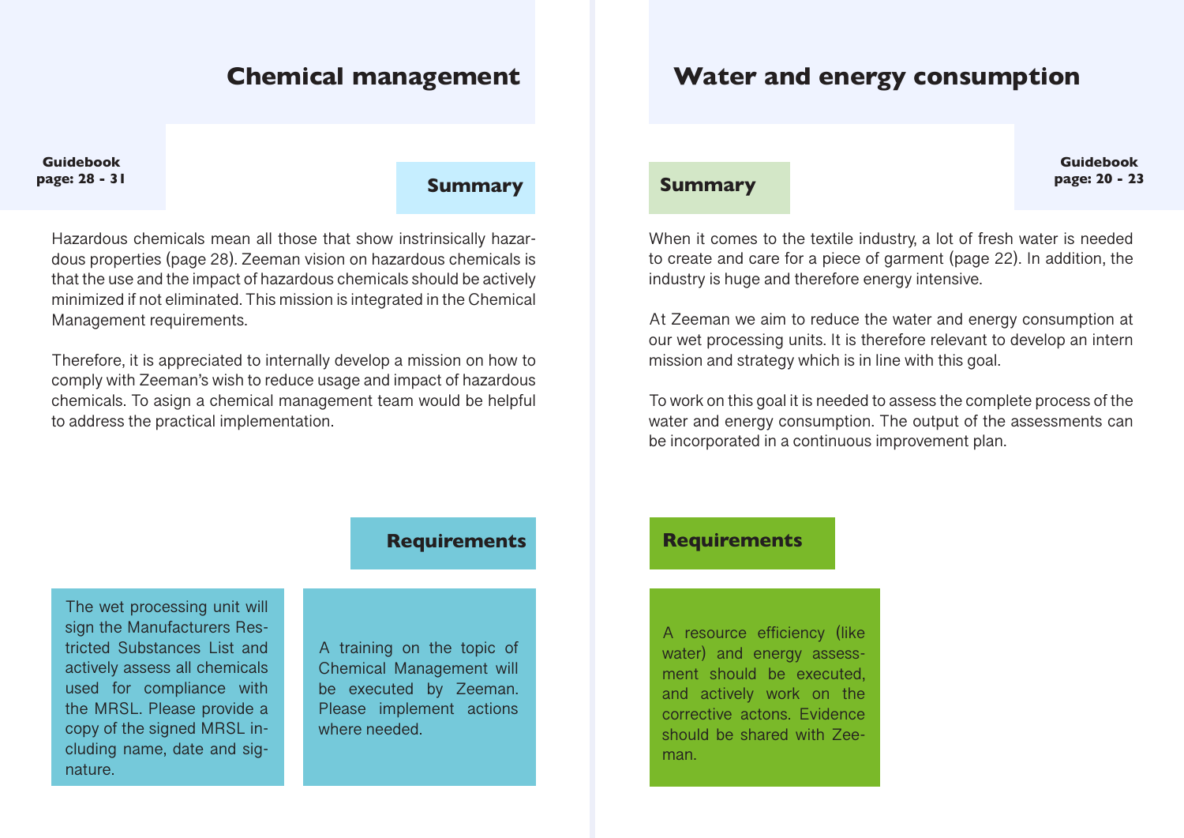## Chemical management

**Guidebook page: 28 - 31**

### Summary

Hazardous chemicals mean all those that show instrinsically hazardous properties (page 28). Zeeman vision on hazardous chemicals is that the use and the impact of hazardous chemicals should be actively minimized if not eliminated. This mission is integrated in the Chemical Management requirements.

Therefore, it is appreciated to internally develop a mission on how to comply with Zeeman's wish to reduce usage and impact of hazardous chemicals. To asign a chemical management team would be helpful to address the practical implementation.

### Requirements

The wet processing unit will sign the Manufacturers Restricted Substances List and actively assess all chemicals used for compliance with the MRSL. Please provide a copy of the signed MRSL including name, date and signature.

A training on the topic of Chemical Management will be executed by Zeeman. Please implement actions where needed.

## Water and energy consumption

**Guidebook page: 20 - 23**

### Summary

When it comes to the textile industry, a lot of fresh water is needed to create and care for a piece of garment (page 22). In addition, the industry is huge and therefore energy intensive.

At Zeeman we aim to reduce the water and energy consumption at our wet processing units. It is therefore relevant to develop an intern mission and strategy which is in line with this goal.

To work on this goal it is needed to assess the complete process of the water and energy consumption. The output of the assessments can be incorporated in a continuous improvement plan.

### Requirements

A resource efficiency (like water) and energy assessment should be executed, and actively work on the corrective actons. Evidence should be shared with Zeeman.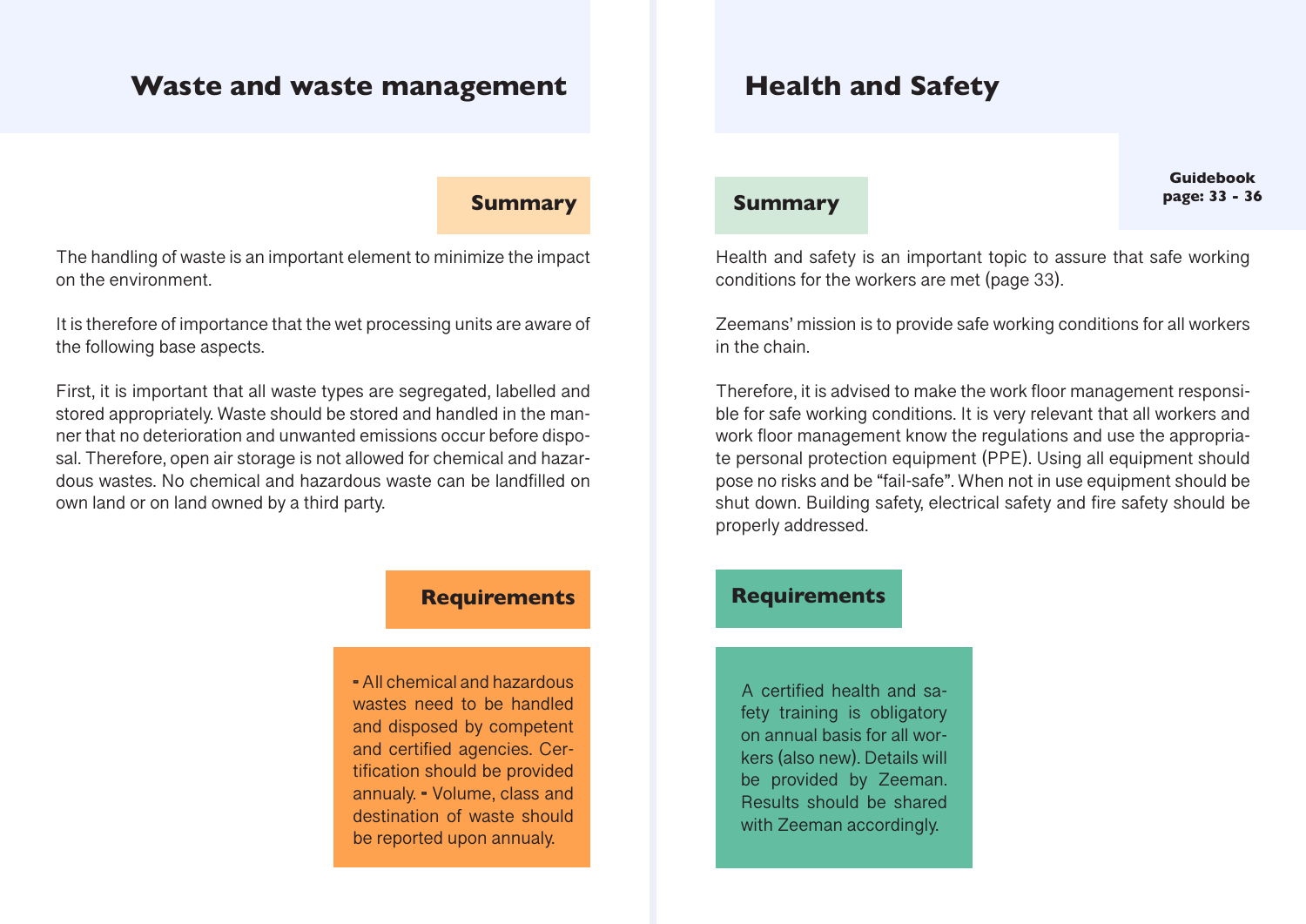# Waste and waste management

## Summary

The handling of waste is an important element to minimize the impact on the environment.

It is therefore of importance that the wet processing units are aware of the following base aspects.

First, it is important that all waste types are segregated, labelled and stored appropriately. Waste should be stored and handled in the manner that no deterioration and unwanted emissions occur before disposal. Therefore, open air storage is not allowed for chemical and hazardous wastes. No chemical and hazardous waste can be landfilled on own land or on land owned by a third party.

## Requirements

- All chemical and hazardous wastes need to be handled and disposed by competent and certified agencies. Certification should be provided annualy.
- Volume, class and destination of waste should be reported upon annualy.

# Health and Safety

**Guidebook page: 33 - 36**

## Summary

Health and safety is an important topic to assure that safe working conditions for the workers are met (page 33).

Zeemans' mission is to provide safe working conditions for all workers in the chain.

Therefore, it is advised to make the work floor management responsible for safe working conditions. It is very relevant that all workers and work floor management know the regulations and use the appropriate personal protection equipment (PPE). Using all equipment should pose no risks and be "fail-safe". When not in use equipment should be shut down. Building safety, electrical safety and fire safety should be properly addressed.

## Requirements

A certified health and safety training is obligatory on annual basis for all workers (also new). Details will be provided by Zeeman. Results should be shared with Zeeman accordingly.